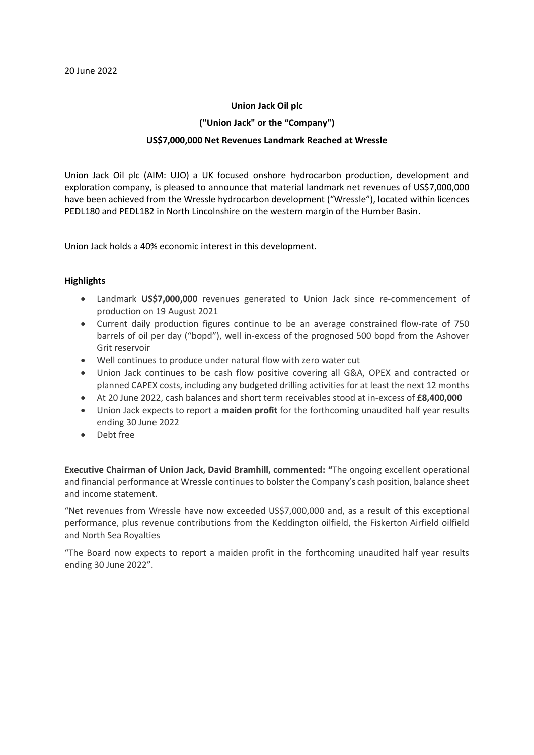20 June 2022

**Union Jack Oil plc**

**("Union Jack" or the "Company")**

**US$7,000,000 Net Revenues Landmark Reached at Wressle**

Union Jack Oil plc (AIM: UJO) a UK focused onshore hydrocarbon production, development and exploration company, is pleased to announce that material landmark net revenues of US$7,000,000 have been achieved from the Wressle hydrocarbon development ("Wressle"), located within licences PEDL180 and PEDL182 in North Lincolnshire on the western margin of the Humber Basin.

Union Jack holds a 40% economic interest in this development.

**Highlights**

- Landmark **US$7,000,000** revenues generated to Union Jack since re-commencement of production on 19 August 2021
- Current daily production figures continue to be an average constrained flow-rate of 750 barrels of oil per day ("bopd"), well in-excess of the prognosed 500 bopd from the Ashover Grit reservoir
- Well continues to produce under natural flow with zero water cut
- Union Jack continues to be cash flow positive covering all G&A, OPEX and contracted or planned CAPEX costs, including any budgeted drilling activities for at least the next 12 months
- At 20 June 2022, cash balances and short term receivables stood at in-excess of **£8,400,000**
- Union Jack expects to report a **maiden profit** for the forthcoming unaudited half year results ending 30 June 2022
- Debt free

**Executive Chairman of Union Jack, David Bramhill, commented: "**The ongoing excellent operational and financial performance at Wressle continues to bolster the Company's cash position, balance sheet and income statement.

"Net revenues from Wressle have now exceeded US$7,000,000 and, as a result of this exceptional performance, plus revenue contributions from the Keddington oilfield, the Fiskerton Airfield oilfield and North Sea Royalties

"The Board now expects to report a maiden profit in the forthcoming unaudited half year results ending 30 June 2022".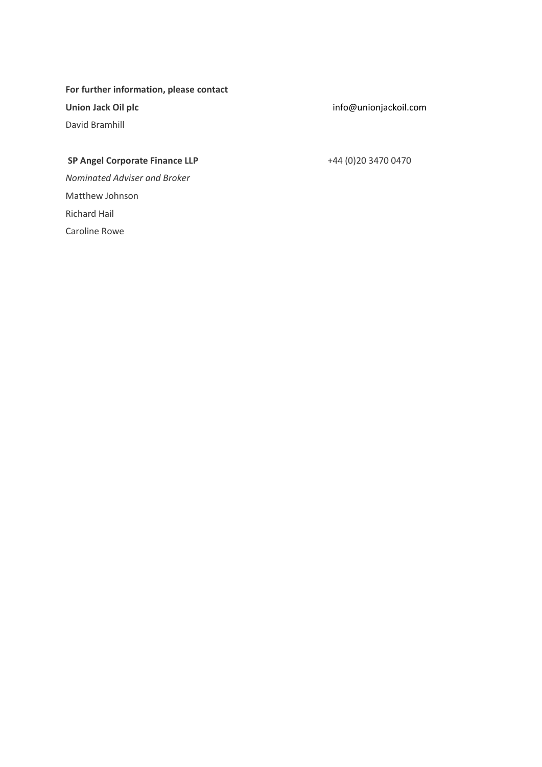**For further information, please contact**

**Union Jack Oil plc** info@unionjackoil.com

David Bramhill

**SP Angel Corporate Finance LLP** +44 (0)20 3470 0470

*Nominated Adviser and Broker*

Matthew Johnson

Richard Hail

Caroline Rowe